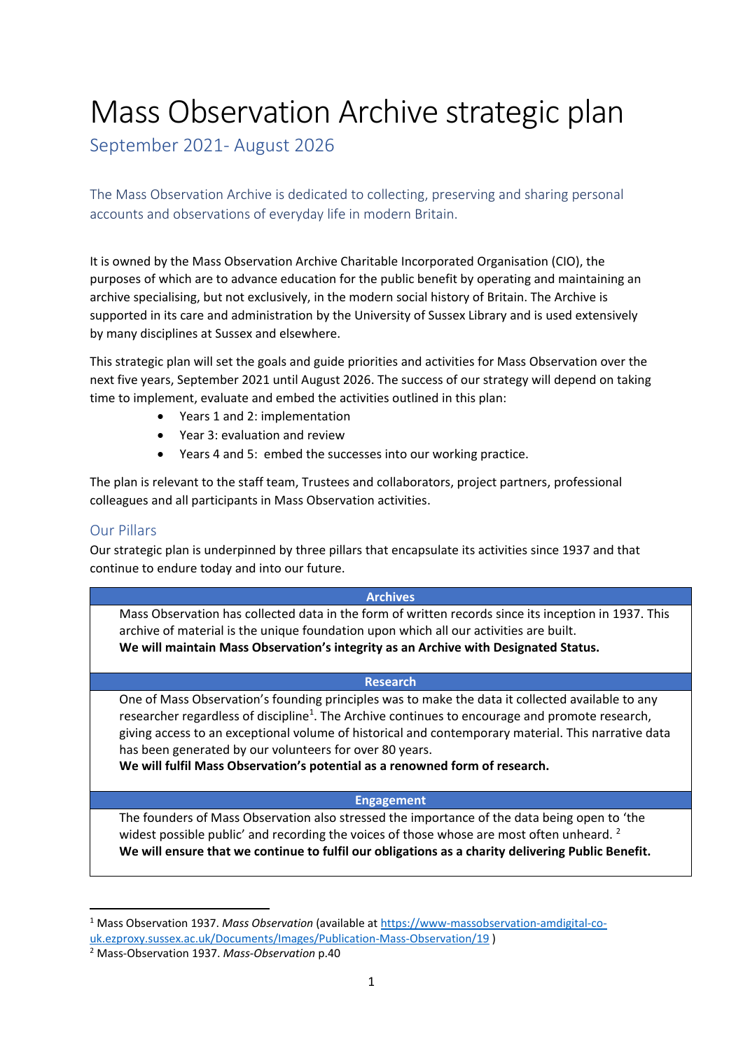# Mass Observation Archive strategic plan

## September 2021- August 2026

The Mass Observation Archive is dedicated to collecting, preserving and sharing personal accounts and observations of everyday life in modern Britain.

It is owned by the Mass Observation Archive Charitable Incorporated Organisation (CIO), the purposes of which are to advance education for the public benefit by operating and maintaining an archive specialising, but not exclusively, in the modern social history of Britain. The Archive is supported in its care and administration by the University of Sussex Library and is used extensively by many disciplines at Sussex and elsewhere.

This strategic plan will set the goals and guide priorities and activities for Mass Observation over the next five years, September 2021 until August 2026. The success of our strategy will depend on taking time to implement, evaluate and embed the activities outlined in this plan:

- Years 1 and 2: implementation
- Year 3: evaluation and review
- Years 4 and 5: embed the successes into our working practice.

The plan is relevant to the staff team, Trustees and collaborators, project partners, professional colleagues and all participants in Mass Observation activities.

## Our Pillars

Our strategic plan is underpinned by three pillars that encapsulate its activities since 1937 and that continue to endure today and into our future.

| Archives |
| --- |
| Mass Observation has collected data in the form of written records since its inception in 1937. This archive of material is the unique foundation upon which all our activities are built. **We will maintain Mass Observation's integrity as an Archive with Designated Status.** |
| **Research** |
| One of Mass Observation's founding principles was to make the data it collected available to any researcher regardless of discipline[1]. The Archive continues to encourage and promote research, giving access to an exceptional volume of historical and contemporary material. This narrative data has been generated by our volunteers for over 80 years. **We will fulfil Mass Observation's potential as a renowned form of research.** |
| **Engagement** |
| The founders of Mass Observation also stressed the importance of the data being open to 'the widest possible public' and recording the voices of those whose are most often unheard. [2] **We will ensure that we continue to fulfil our obligations as a charity delivering Public Benefit.** |

[1] Mass Observation 1937. *Mass Observation* (available at https://www-massobservation-amdigital-co-uk.ezproxy.sussex.ac.uk/Documents/Images/Publication-Mass-Observation/19 )

[2] Mass-Observation 1937. *Mass-Observation* p.40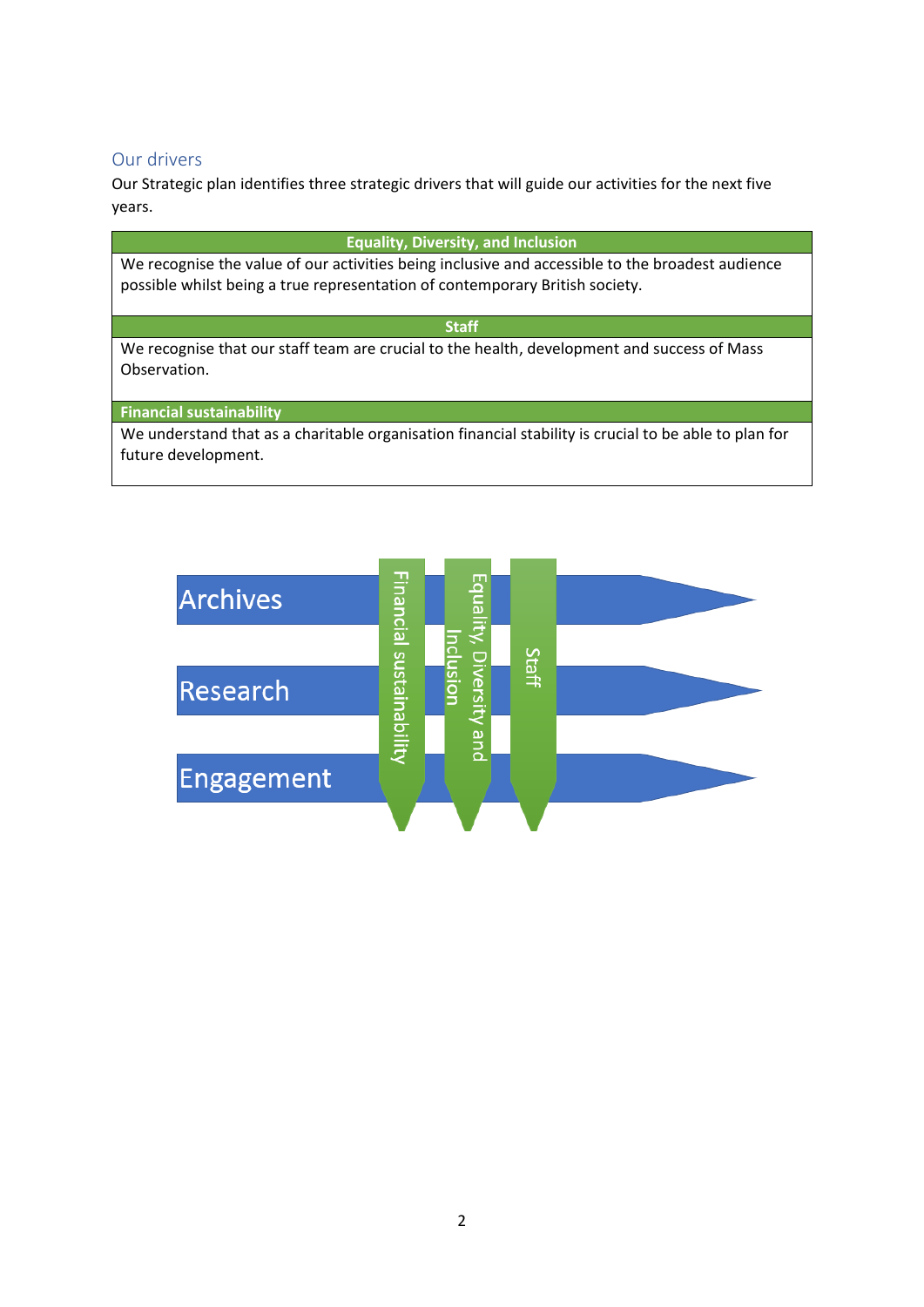## Our drivers

Our Strategic plan identifies three strategic drivers that will guide our activities for the next five years.

| Equality, Diversity, and Inclusion |
| --- |
| We recognise the value of our activities being inclusive and accessible to the broadest audience possible whilst being a true representation of contemporary British society. |
| **Staff** |
| We recognise that our staff team are crucial to the health, development and success of Mass Observation. |
| **Financial sustainability** |
| We understand that as a charitable organisation financial stability is crucial to be able to plan for future development. |

Archives

Research

Engagement

Financial sustainability

Equality, Diversity and Inclusion

Staff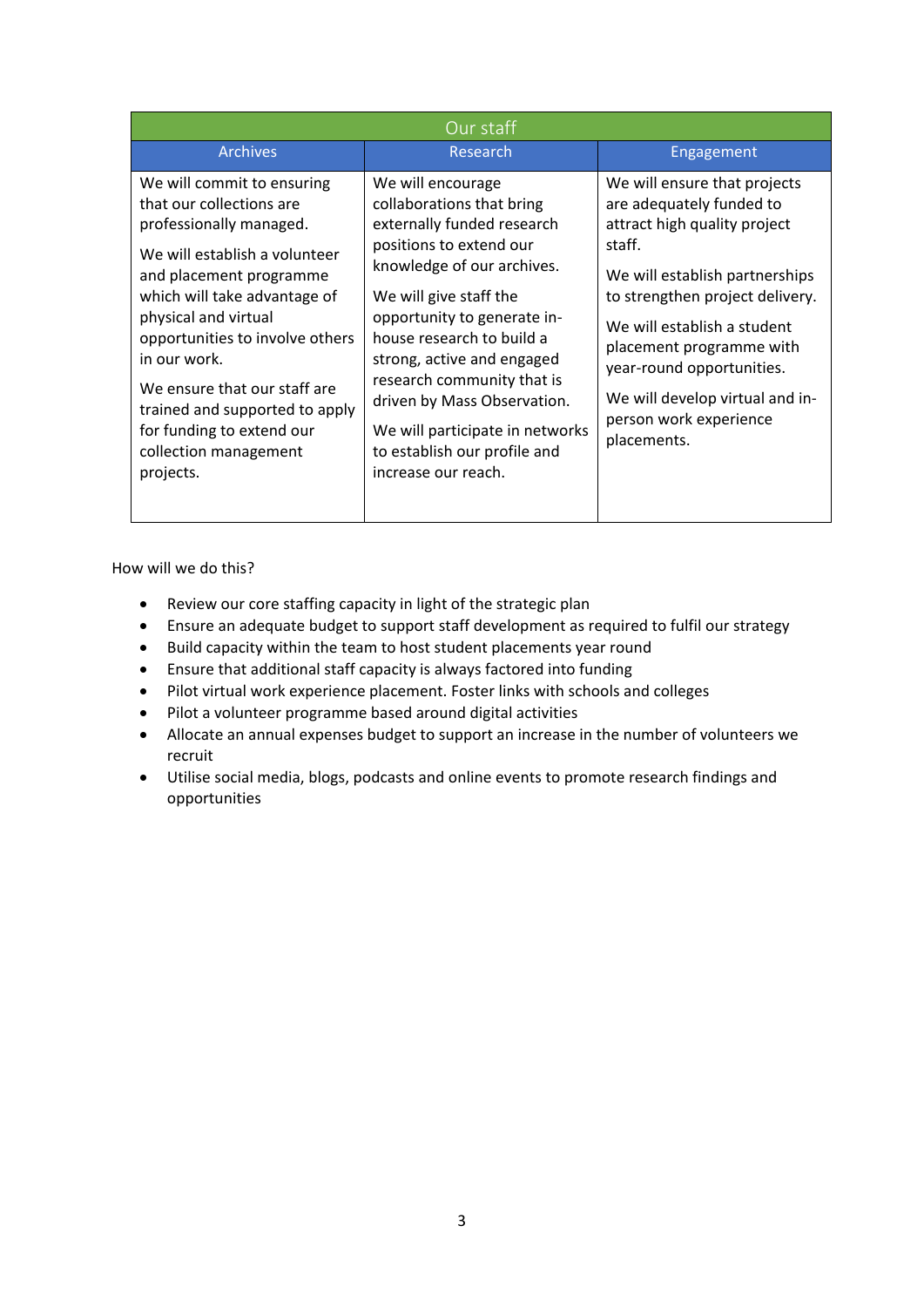| Our staff | | |
|---|---|---|
| Archives | Research | Engagement |
| We will commit to ensuring that our collections are professionally managed.<br><br>We will establish a volunteer and placement programme which will take advantage of physical and virtual opportunities to involve others in our work.<br><br>We ensure that our staff are trained and supported to apply for funding to extend our collection management projects. | We will encourage collaborations that bring externally funded research positions to extend our knowledge of our archives.<br><br>We will give staff the opportunity to generate in-house research to build a strong, active and engaged research community that is driven by Mass Observation.<br><br>We will participate in networks to establish our profile and increase our reach. | We will ensure that projects are adequately funded to attract high quality project staff.<br><br>We will establish partnerships to strengthen project delivery.<br><br>We will establish a student placement programme with year-round opportunities.<br><br>We will develop virtual and in-person work experience placements. |

How will we do this?

- Review our core staffing capacity in light of the strategic plan
- Ensure an adequate budget to support staff development as required to fulfil our strategy
- Build capacity within the team to host student placements year round
- Ensure that additional staff capacity is always factored into funding
- Pilot virtual work experience placement. Foster links with schools and colleges
- Pilot a volunteer programme based around digital activities
- Allocate an annual expenses budget to support an increase in the number of volunteers we recruit
- Utilise social media, blogs, podcasts and online events to promote research findings and opportunities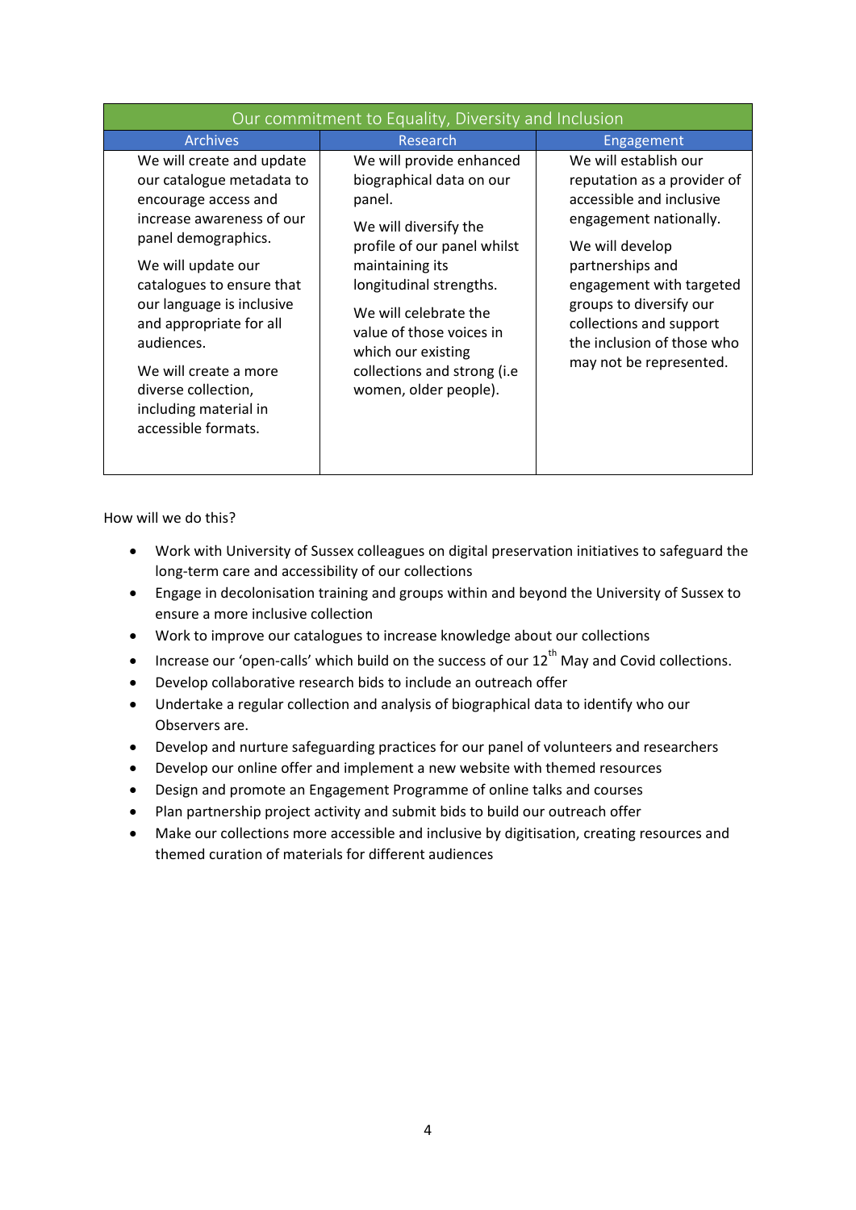| Our commitment to Equality, Diversity and Inclusion | | |
|---|---|---|
| **Archives** | **Research** | **Engagement** |
| We will create and update our catalogue metadata to encourage access and increase awareness of our panel demographics.<br><br>We will update our catalogues to ensure that our language is inclusive and appropriate for all audiences.<br><br>We will create a more diverse collection, including material in accessible formats. | We will provide enhanced biographical data on our panel.<br><br>We will diversify the profile of our panel whilst maintaining its longitudinal strengths.<br><br>We will celebrate the value of those voices in which our existing collections and strong (i.e women, older people). | We will establish our reputation as a provider of accessible and inclusive engagement nationally.<br><br>We will develop partnerships and engagement with targeted groups to diversify our collections and support the inclusion of those who may not be represented. |

How will we do this?

- Work with University of Sussex colleagues on digital preservation initiatives to safeguard the long-term care and accessibility of our collections
- Engage in decolonisation training and groups within and beyond the University of Sussex to ensure a more inclusive collection
- Work to improve our catalogues to increase knowledge about our collections
- Increase our 'open-calls' which build on the success of our 12th May and Covid collections.
- Develop collaborative research bids to include an outreach offer
- Undertake a regular collection and analysis of biographical data to identify who our Observers are.
- Develop and nurture safeguarding practices for our panel of volunteers and researchers
- Develop our online offer and implement a new website with themed resources
- Design and promote an Engagement Programme of online talks and courses
- Plan partnership project activity and submit bids to build our outreach offer
- Make our collections more accessible and inclusive by digitisation, creating resources and themed curation of materials for different audiences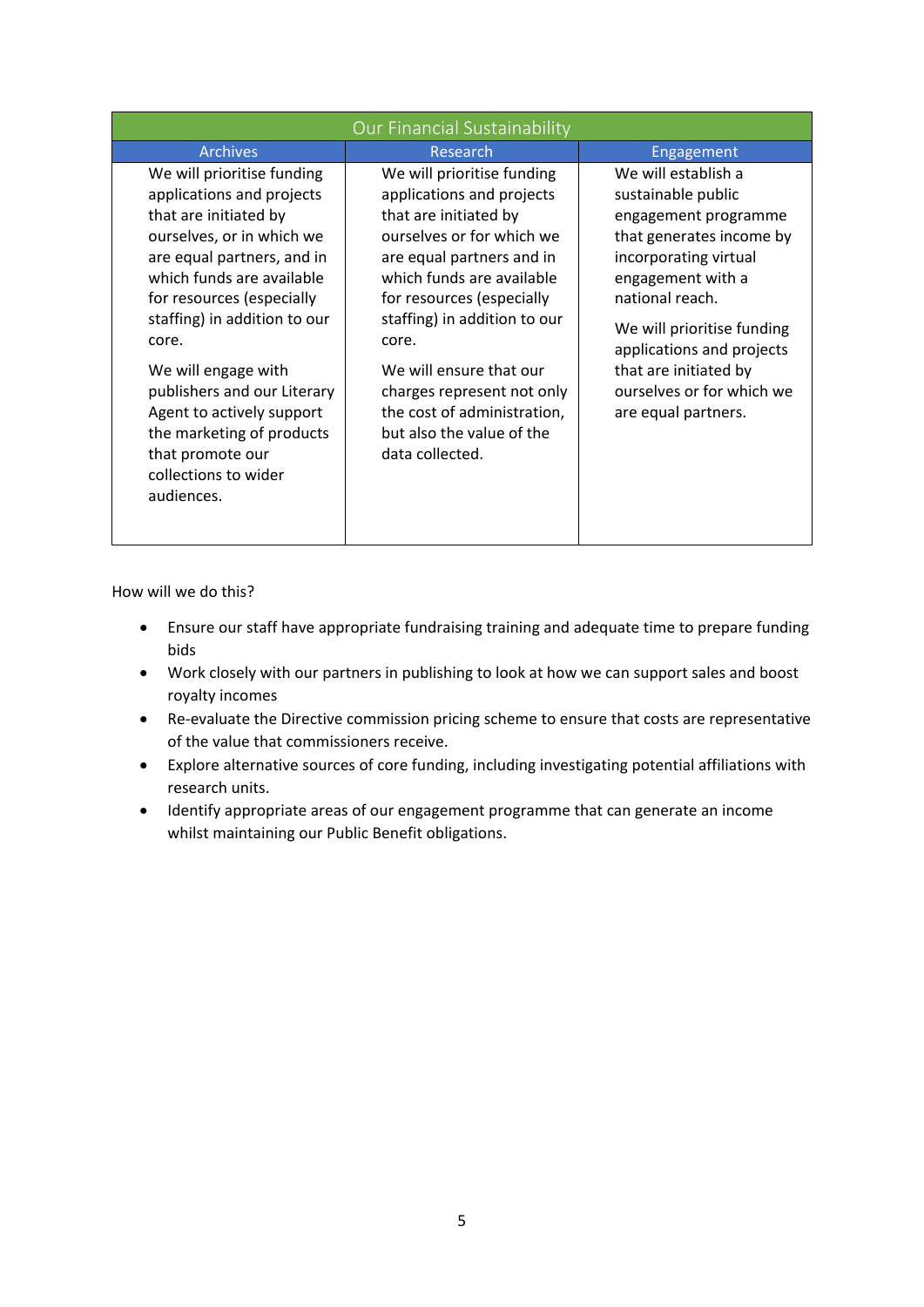| Our Financial Sustainability | | |
|---|---|---|
| Archives | Research | Engagement |
| We will prioritise funding applications and projects that are initiated by ourselves, or in which we are equal partners, and in which funds are available for resources (especially staffing) in addition to our core.<br><br>We will engage with publishers and our Literary Agent to actively support the marketing of products that promote our collections to wider audiences. | We will prioritise funding applications and projects that are initiated by ourselves or for which we are equal partners and in which funds are available for resources (especially staffing) in addition to our core.<br><br>We will ensure that our charges represent not only the cost of administration, but also the value of the data collected. | We will establish a sustainable public engagement programme that generates income by incorporating virtual engagement with a national reach.<br><br>We will prioritise funding applications and projects that are initiated by ourselves or for which we are equal partners. |

How will we do this?

- Ensure our staff have appropriate fundraising training and adequate time to prepare funding bids
- Work closely with our partners in publishing to look at how we can support sales and boost royalty incomes
- Re-evaluate the Directive commission pricing scheme to ensure that costs are representative of the value that commissioners receive.
- Explore alternative sources of core funding, including investigating potential affiliations with research units.
- Identify appropriate areas of our engagement programme that can generate an income whilst maintaining our Public Benefit obligations.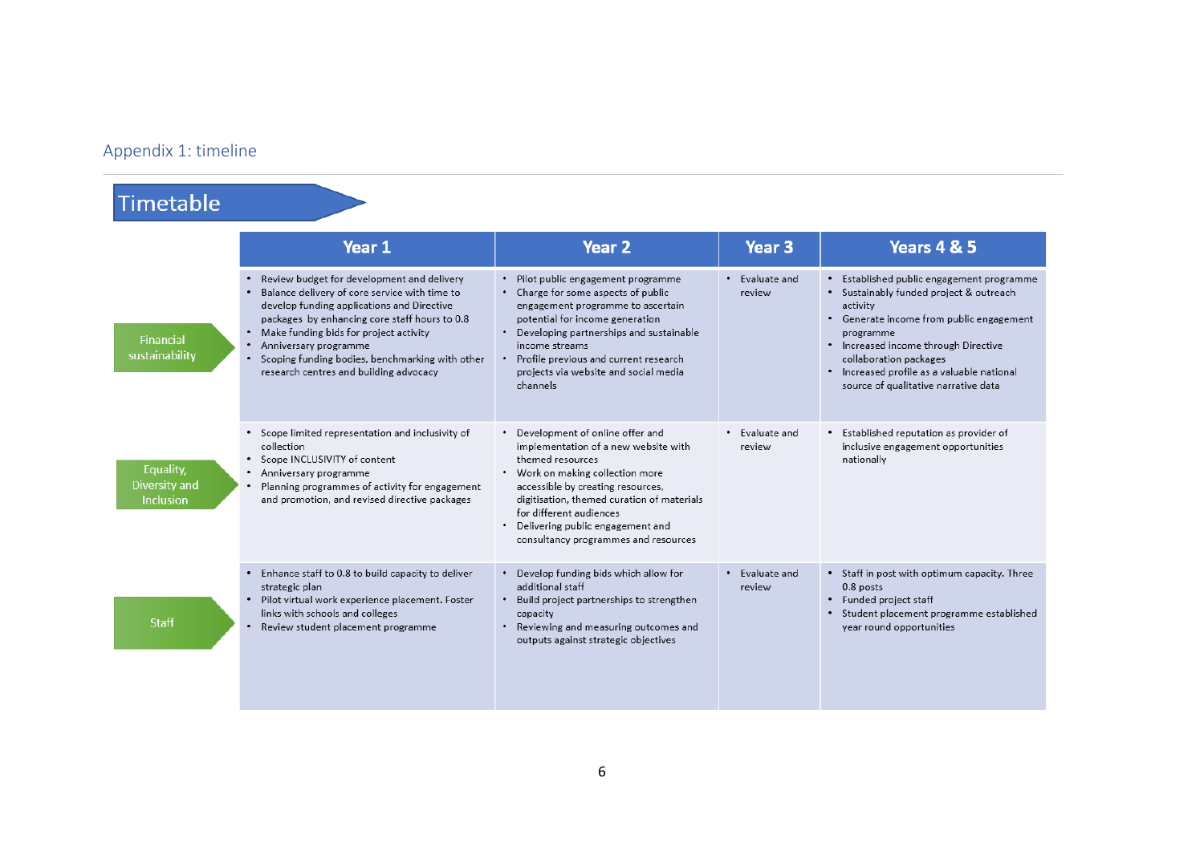## Appendix 1: timeline

# Timetable

| | Year 1 | Year 2 | Year 3 | Years 4 & 5 |
|---|---|---|---|---|
| Financial sustainability | • Review budget for development and delivery<br>• Balance delivery of core service with time to develop funding applications and Directive packages by enhancing core staff hours to 0.8<br>• Make funding bids for project activity<br>• Anniversary programme<br>• Scoping funding bodies, benchmarking with other research centres and building advocacy | • Pilot public engagement programme<br>• Charge for some aspects of public engagement programme to ascertain potential for income generation<br>• Developing partnerships and sustainable income streams<br>• Profile previous and current research projects via website and social media channels | • Evaluate and review | • Established public engagement programme<br>• Sustainably funded project & outreach activity<br>• Generate income from public engagement programme<br>• Increased income through Directive collaboration packages<br>• Increased profile as a valuable national source of qualitative narrative data |
| Equality, Diversity and Inclusion | • Scope limited representation and inclusivity of collection<br>• Scope INCLUSIVITY of content<br>• Anniversary programme<br>• Planning programmes of activity for engagement and promotion, and revised directive packages | • Development of online offer and implementation of a new website with themed resources<br>• Work on making collection more accessible by creating resources, digitisation, themed curation of materials for different audiences<br>• Delivering public engagement and consultancy programmes and resources | • Evaluate and review | • Established reputation as provider of inclusive engagement opportunities nationally |
| Staff | • Enhance staff to 0.8 to build capacity to deliver strategic plan<br>• Pilot virtual work experience placement. Foster links with schools and colleges<br>• Review student placement programme | • Develop funding bids which allow for additional staff<br>• Build project partnerships to strengthen capacity<br>• Reviewing and measuring outcomes and outputs against strategic objectives | • Evaluate and review | • Staff in post with optimum capacity. Three 0.8 posts<br>• Funded project staff<br>• Student placement programme established year round opportunities |